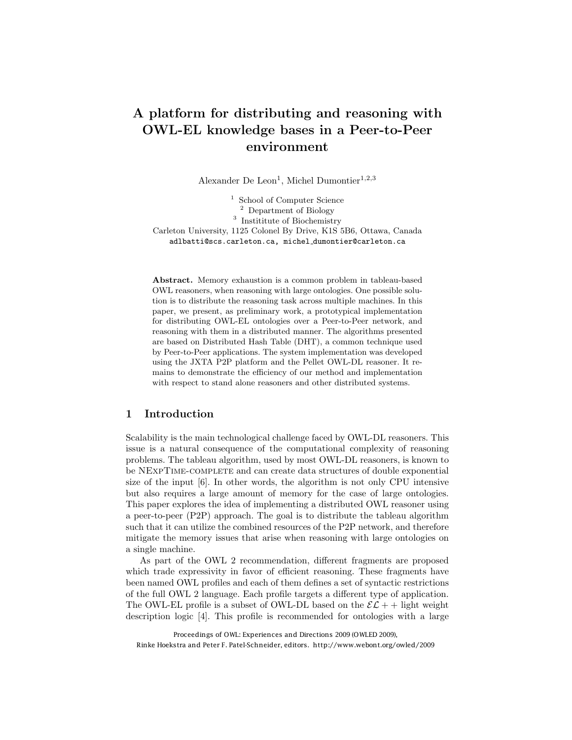# A platform for distributing and reasoning with OWL-EL knowledge bases in a Peer-to-Peer environment

Alexander De Leon[1], Michel Dumontier[1,2,3]

[1] School of Computer Science
[2] Department of Biology
[3] Instititute of Biochemistry
Carleton University, 1125 Colonel By Drive, K1S 5B6, Ottawa, Canada
adlbatti@scs.carleton.ca, michel_dumontier@carleton.ca

**Abstract.** Memory exhaustion is a common problem in tableau-based OWL reasoners, when reasoning with large ontologies. One possible solution is to distribute the reasoning task across multiple machines. In this paper, we present, as preliminary work, a prototypical implementation for distributing OWL-EL ontologies over a Peer-to-Peer network, and reasoning with them in a distributed manner. The algorithms presented are based on Distributed Hash Table (DHT), a common technique used by Peer-to-Peer applications. The system implementation was developed using the JXTA P2P platform and the Pellet OWL-DL reasoner. It remains to demonstrate the efficiency of our method and implementation with respect to stand alone reasoners and other distributed systems.

## 1 Introduction

Scalability is the main technological challenge faced by OWL-DL reasoners. This issue is a natural consequence of the computational complexity of reasoning problems. The tableau algorithm, used by most OWL-DL reasoners, is known to be NExpTime-complete and can create data structures of double exponential size of the input [6]. In other words, the algorithm is not only CPU intensive but also requires a large amount of memory for the case of large ontologies. This paper explores the idea of implementing a distributed OWL reasoner using a peer-to-peer (P2P) approach. The goal is to distribute the tableau algorithm such that it can utilize the combined resources of the P2P network, and therefore mitigate the memory issues that arise when reasoning with large ontologies on a single machine.

As part of the OWL 2 recommendation, different fragments are proposed which trade expressivity in favor of efficient reasoning. These fragments have been named OWL profiles and each of them defines a set of syntactic restrictions of the full OWL 2 language. Each profile targets a different type of application. The OWL-EL profile is a subset of OWL-DL based on the $\mathcal{EL}++$ light weight description logic [4]. This profile is recommended for ontologies with a large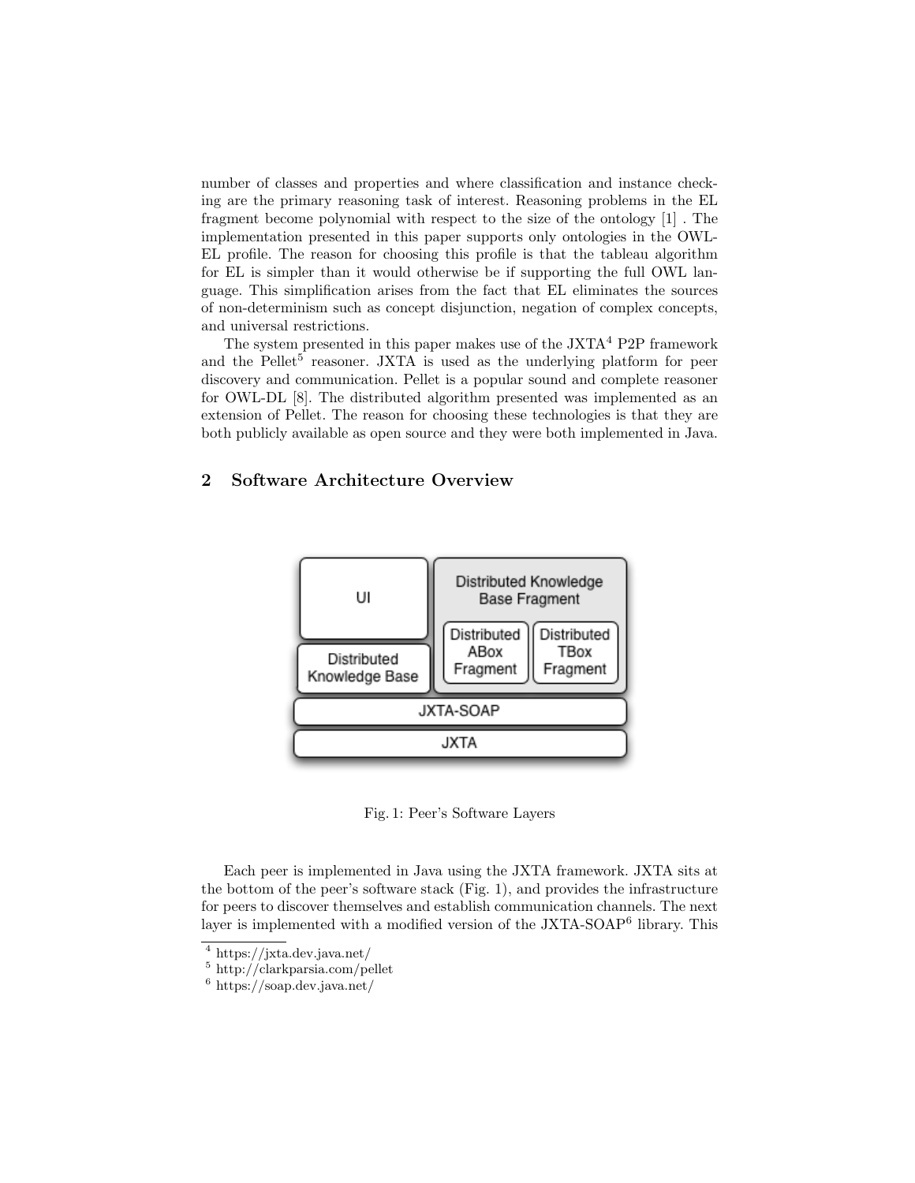number of classes and properties and where classification and instance checking are the primary reasoning task of interest. Reasoning problems in the EL fragment become polynomial with respect to the size of the ontology [1] . The implementation presented in this paper supports only ontologies in the OWL-EL profile. The reason for choosing this profile is that the tableau algorithm for EL is simpler than it would otherwise be if supporting the full OWL language. This simplification arises from the fact that EL eliminates the sources of non-determinism such as concept disjunction, negation of complex concepts, and universal restrictions.

The system presented in this paper makes use of the JXTA[4] P2P framework and the Pellet[5] reasoner. JXTA is used as the underlying platform for peer discovery and communication. Pellet is a popular sound and complete reasoner for OWL-DL [8]. The distributed algorithm presented was implemented as an extension of Pellet. The reason for choosing these technologies is that they are both publicly available as open source and they were both implemented in Java.

## 2 Software Architecture Overview

Fig. 1: Peer's Software Layers

Each peer is implemented in Java using the JXTA framework. JXTA sits at the bottom of the peer's software stack (Fig. 1), and provides the infrastructure for peers to discover themselves and establish communication channels. The next layer is implemented with a modified version of the JXTA-SOAP[6] library. This

[4] https://jxta.dev.java.net/

[5] http://clarkparsia.com/pellet

[6] https://soap.dev.java.net/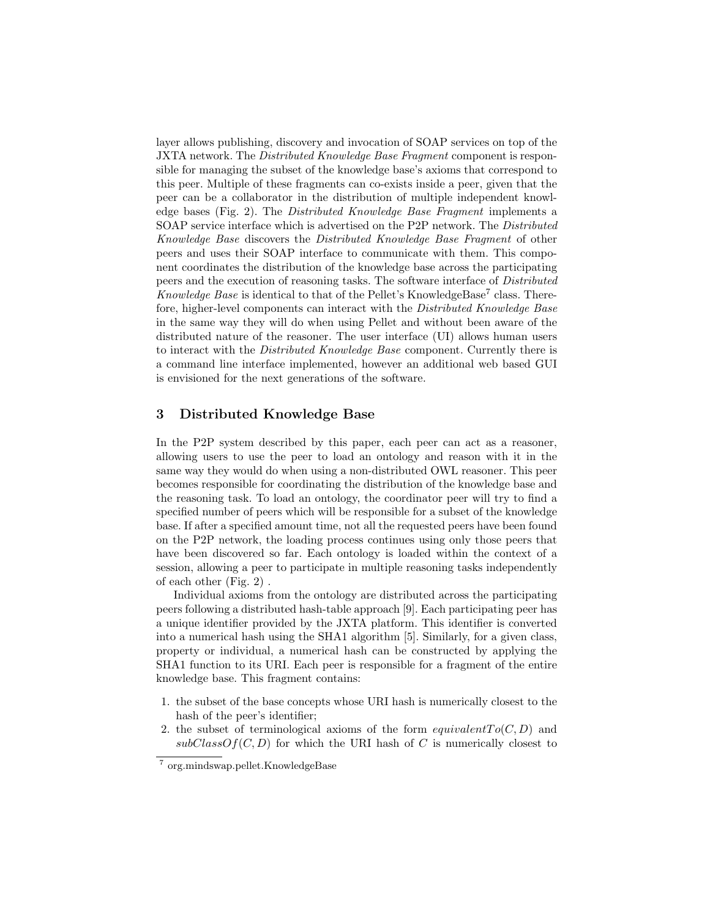layer allows publishing, discovery and invocation of SOAP services on top of the JXTA network. The *Distributed Knowledge Base Fragment* component is responsible for managing the subset of the knowledge base's axioms that correspond to this peer. Multiple of these fragments can co-exists inside a peer, given that the peer can be a collaborator in the distribution of multiple independent knowledge bases (Fig. 2). The *Distributed Knowledge Base Fragment* implements a SOAP service interface which is advertised on the P2P network. The *Distributed Knowledge Base* discovers the *Distributed Knowledge Base Fragment* of other peers and uses their SOAP interface to communicate with them. This component coordinates the distribution of the knowledge base across the participating peers and the execution of reasoning tasks. The software interface of *Distributed Knowledge Base* is identical to that of the Pellet's KnowledgeBase[7] class. Therefore, higher-level components can interact with the *Distributed Knowledge Base* in the same way they will do when using Pellet and without been aware of the distributed nature of the reasoner. The user interface (UI) allows human users to interact with the *Distributed Knowledge Base* component. Currently there is a command line interface implemented, however an additional web based GUI is envisioned for the next generations of the software.

## 3 Distributed Knowledge Base

In the P2P system described by this paper, each peer can act as a reasoner, allowing users to use the peer to load an ontology and reason with it in the same way they would do when using a non-distributed OWL reasoner. This peer becomes responsible for coordinating the distribution of the knowledge base and the reasoning task. To load an ontology, the coordinator peer will try to find a specified number of peers which will be responsible for a subset of the knowledge base. If after a specified amount time, not all the requested peers have been found on the P2P network, the loading process continues using only those peers that have been discovered so far. Each ontology is loaded within the context of a session, allowing a peer to participate in multiple reasoning tasks independently of each other (Fig. 2) .

Individual axioms from the ontology are distributed across the participating peers following a distributed hash-table approach [9]. Each participating peer has a unique identifier provided by the JXTA platform. This identifier is converted into a numerical hash using the SHA1 algorithm [5]. Similarly, for a given class, property or individual, a numerical hash can be constructed by applying the SHA1 function to its URI. Each peer is responsible for a fragment of the entire knowledge base. This fragment contains:

1. the subset of the base concepts whose URI hash is numerically closest to the hash of the peer's identifier;
2. the subset of terminological axioms of the form $equivalentTo(C, D)$ and $subClassOf(C, D)$ for which the URI hash of $C$ is numerically closest to

[7] org.mindswap.pellet.KnowledgeBase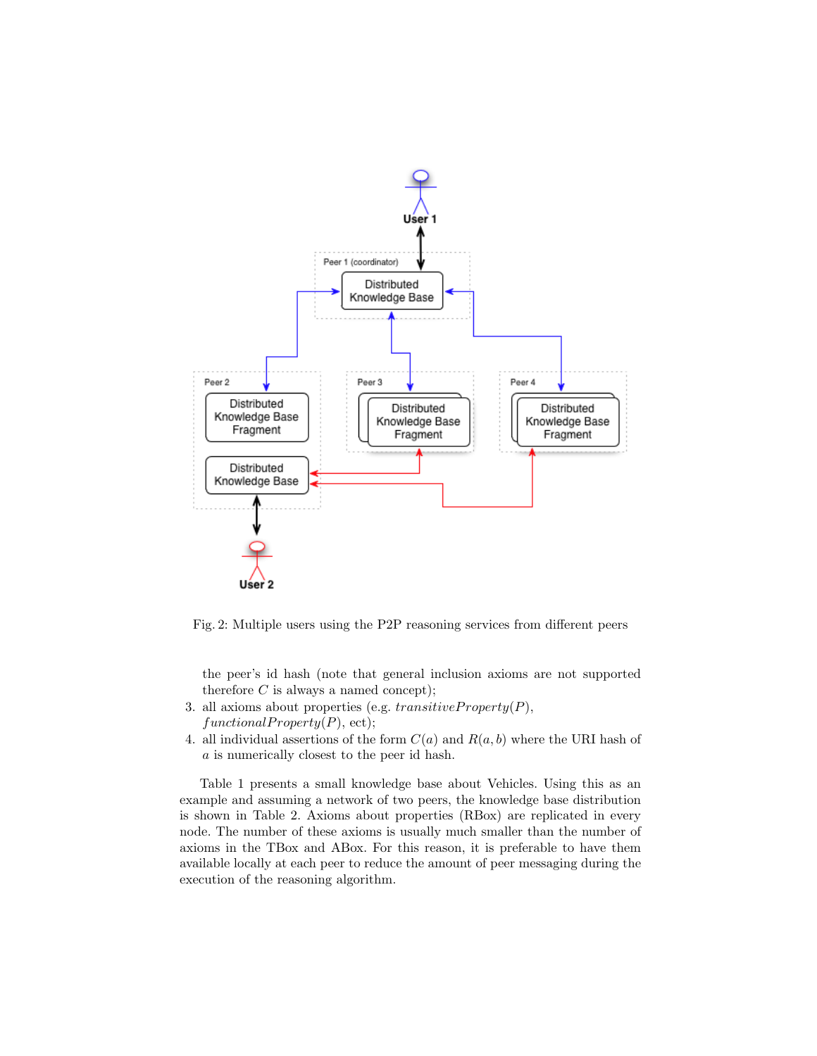Fig. 2: Multiple users using the P2P reasoning services from different peers

the peer's id hash (note that general inclusion axioms are not supported therefore $C$ is always a named concept);

3. all axioms about properties (e.g. $transitiveProperty(P)$, $functionalProperty(P)$, ect);
4. all individual assertions of the form $C(a)$ and $R(a, b)$ where the URI hash of $a$ is numerically closest to the peer id hash.

Table 1 presents a small knowledge base about Vehicles. Using this as an example and assuming a network of two peers, the knowledge base distribution is shown in Table 2. Axioms about properties (RBox) are replicated in every node. The number of these axioms is usually much smaller than the number of axioms in the TBox and ABox. For this reason, it is preferable to have them available locally at each peer to reduce the amount of peer messaging during the execution of the reasoning algorithm.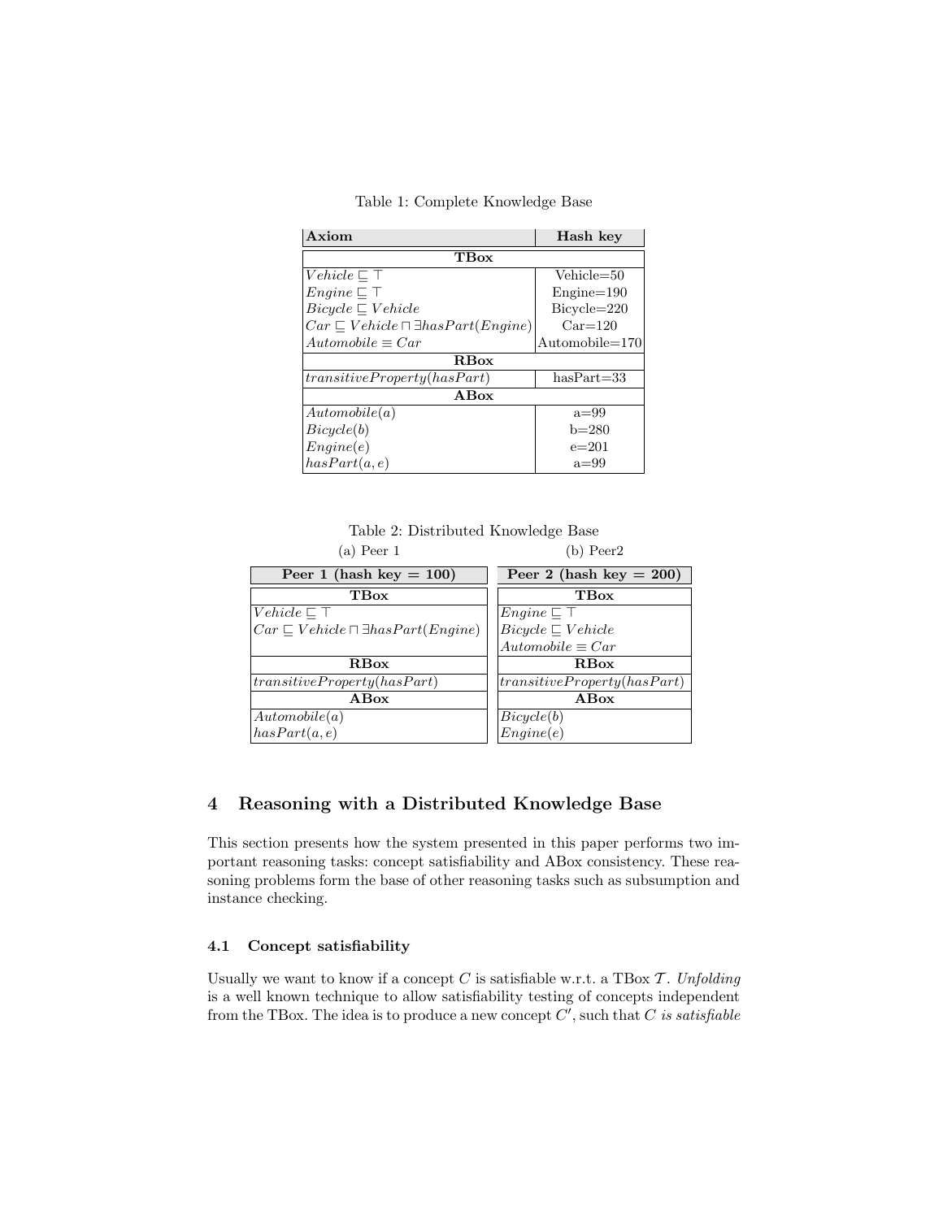Table 1: Complete Knowledge Base

| **Axiom** | **Hash key** |
|---|---|
| **TBox** | |
| $Vehicle \sqsubseteq \top$ | Vehicle=50 |
| $Engine \sqsubseteq \top$ | Engine=190 |
| $Bicycle \sqsubseteq Vehicle$ | Bicycle=220 |
| $Car \sqsubseteq Vehicle \sqcap \exists hasPart(Engine)$ | Car=120 |
| $Automobile \equiv Car$ | Automobile=170 |
| **RBox** | |
| $transitiveProperty(hasPart)$ | hasPart=33 |
| **ABox** | |
| $Automobile(a)$ | a=99 |
| $Bicycle(b)$ | b=280 |
| $Engine(e)$ | e=201 |
| $hasPart(a, e)$ | a=99 |

Table 2: Distributed Knowledge Base

(a) Peer 1

| **Peer 1 (hash key = 100)** |
|---|
| **TBox** |
| $Vehicle \sqsubseteq \top$ |
| $Car \sqsubseteq Vehicle \sqcap \exists hasPart(Engine)$ |
| **RBox** |
| $transitiveProperty(hasPart)$ |
| **ABox** |
| $Automobile(a)$ |
| $hasPart(a, e)$ |

(b) Peer2

| **Peer 2 (hash key = 200)** |
|---|
| **TBox** |
| $Engine \sqsubseteq \top$ |
| $Bicycle \sqsubseteq Vehicle$ |
| $Automobile \equiv Car$ |
| **RBox** |
| $transitiveProperty(hasPart)$ |
| **ABox** |
| $Bicycle(b)$ |
| $Engine(e)$ |

## 4 Reasoning with a Distributed Knowledge Base

This section presents how the system presented in this paper performs two important reasoning tasks: concept satisfiability and ABox consistency. These reasoning problems form the base of other reasoning tasks such as subsumption and instance checking.

### 4.1 Concept satisfiability

Usually we want to know if a concept $C$ is satisfiable w.r.t. a TBox $\mathcal{T}$. *Unfolding* is a well known technique to allow satisfiability testing of concepts independent from the TBox. The idea is to produce a new concept $C'$, such that $C$ *is satisfiable*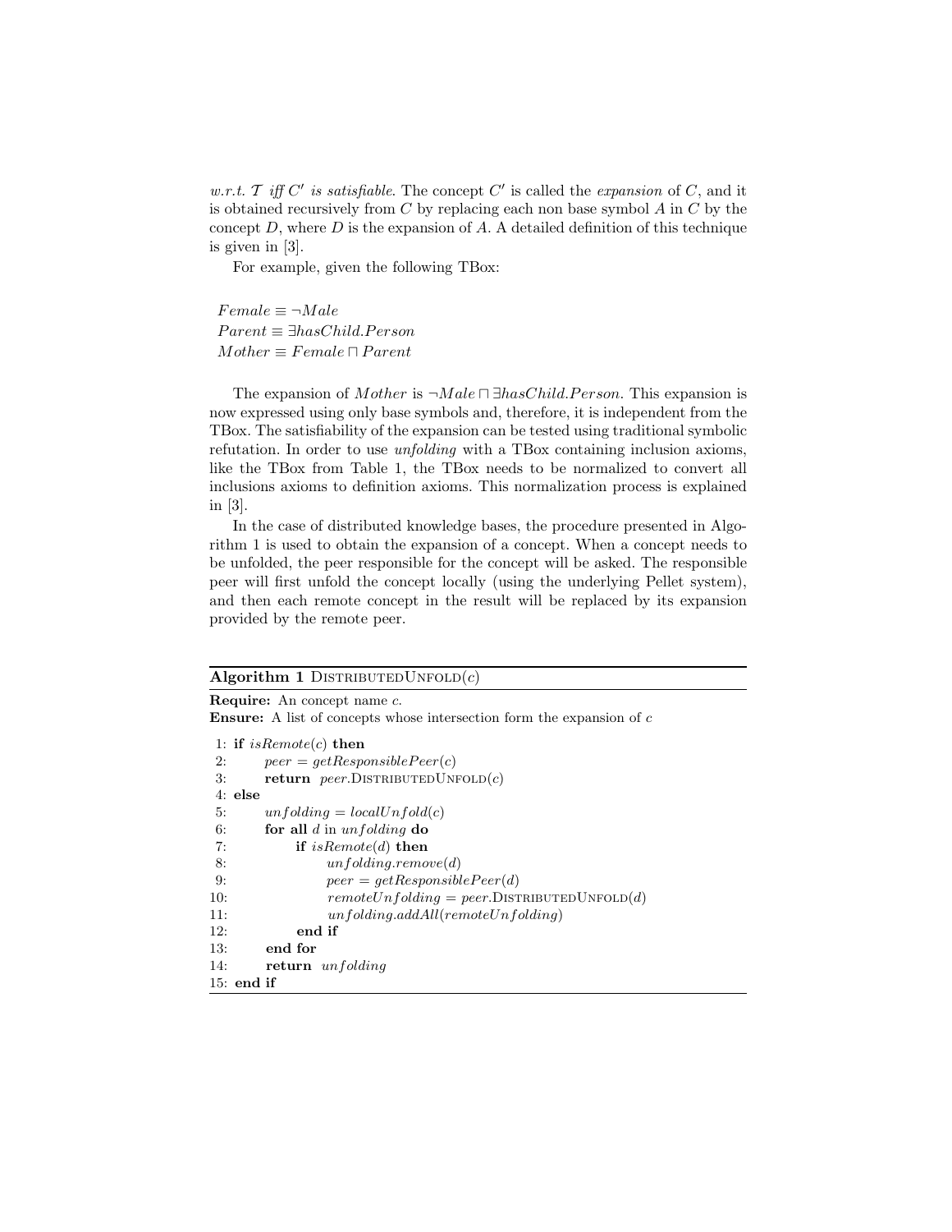*w.r.t.* $\mathcal{T}$ *iff* $C'$ *is satisfiable*. The concept $C'$ is called the *expansion* of $C$, and it is obtained recursively from $C$ by replacing each non base symbol $A$ in $C$ by the concept $D$, where $D$ is the expansion of $A$. A detailed definition of this technique is given in [3].

For example, given the following TBox:

$$Female \equiv \neg Male$$
$$Parent \equiv \exists hasChild.Person$$
$$Mother \equiv Female \sqcap Parent$$

The expansion of $Mother$ is $\neg Male \sqcap \exists hasChild.Person$. This expansion is now expressed using only base symbols and, therefore, it is independent from the TBox. The satisfiability of the expansion can be tested using traditional symbolic refutation. In order to use *unfolding* with a TBox containing inclusion axioms, like the TBox from Table 1, the TBox needs to be normalized to convert all inclusions axioms to definition axioms. This normalization process is explained in [3].

In the case of distributed knowledge bases, the procedure presented in Algorithm 1 is used to obtain the expansion of a concept. When a concept needs to be unfolded, the peer responsible for the concept will be asked. The responsible peer will first unfold the concept locally (using the underlying Pellet system), and then each remote concept in the result will be replaced by its expansion provided by the remote peer.

**Algorithm 1** DistributedUnfold($c$)

**Require:** An concept name $c$.
**Ensure:** A list of concepts whose intersection form the expansion of $c$

```
 1: if isRemote(c) then
 2:     peer = getResponsiblePeer(c)
 3:     return peer.DistributedUnfold(c)
 4: else
 5:     unfolding = localUnfold(c)
 6:     for all d in unfolding do
 7:         if isRemote(d) then
 8:             unfolding.remove(d)
 9:             peer = getResponsiblePeer(d)
10:             remoteUnfolding = peer.DistributedUnfold(d)
11:             unfolding.addAll(remoteUnfolding)
12:         end if
13:     end for
14:     return unfolding
15: end if
```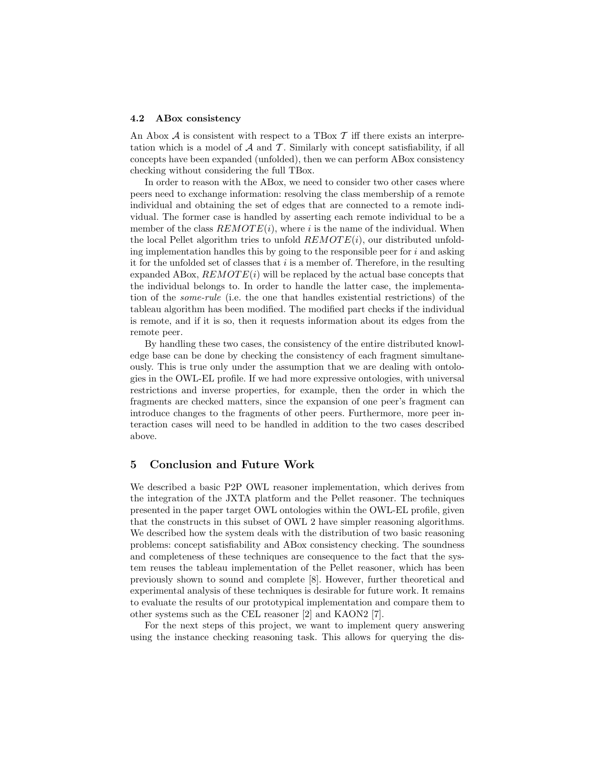### 4.2 ABox consistency

An Abox $\mathcal{A}$ is consistent with respect to a TBox $\mathcal{T}$ iff there exists an interpretation which is a model of $\mathcal{A}$ and $\mathcal{T}$. Similarly with concept satisfiability, if all concepts have been expanded (unfolded), then we can perform ABox consistency checking without considering the full TBox.

In order to reason with the ABox, we need to consider two other cases where peers need to exchange information: resolving the class membership of a remote individual and obtaining the set of edges that are connected to a remote individual. The former case is handled by asserting each remote individual to be a member of the class $REMOTE(i)$, where $i$ is the name of the individual. When the local Pellet algorithm tries to unfold $REMOTE(i)$, our distributed unfolding implementation handles this by going to the responsible peer for $i$ and asking it for the unfolded set of classes that $i$ is a member of. Therefore, in the resulting expanded ABox, $REMOTE(i)$ will be replaced by the actual base concepts that the individual belongs to. In order to handle the latter case, the implementation of the *some-rule* (i.e. the one that handles existential restrictions) of the tableau algorithm has been modified. The modified part checks if the individual is remote, and if it is so, then it requests information about its edges from the remote peer.

By handling these two cases, the consistency of the entire distributed knowledge base can be done by checking the consistency of each fragment simultaneously. This is true only under the assumption that we are dealing with ontologies in the OWL-EL profile. If we had more expressive ontologies, with universal restrictions and inverse properties, for example, then the order in which the fragments are checked matters, since the expansion of one peer's fragment can introduce changes to the fragments of other peers. Furthermore, more peer interaction cases will need to be handled in addition to the two cases described above.

## 5 Conclusion and Future Work

We described a basic P2P OWL reasoner implementation, which derives from the integration of the JXTA platform and the Pellet reasoner. The techniques presented in the paper target OWL ontologies within the OWL-EL profile, given that the constructs in this subset of OWL 2 have simpler reasoning algorithms. We described how the system deals with the distribution of two basic reasoning problems: concept satisfiability and ABox consistency checking. The soundness and completeness of these techniques are consequence to the fact that the system reuses the tableau implementation of the Pellet reasoner, which has been previously shown to sound and complete [8]. However, further theoretical and experimental analysis of these techniques is desirable for future work. It remains to evaluate the results of our prototypical implementation and compare them to other systems such as the CEL reasoner [2] and KAON2 [7].

For the next steps of this project, we want to implement query answering using the instance checking reasoning task. This allows for querying the dis-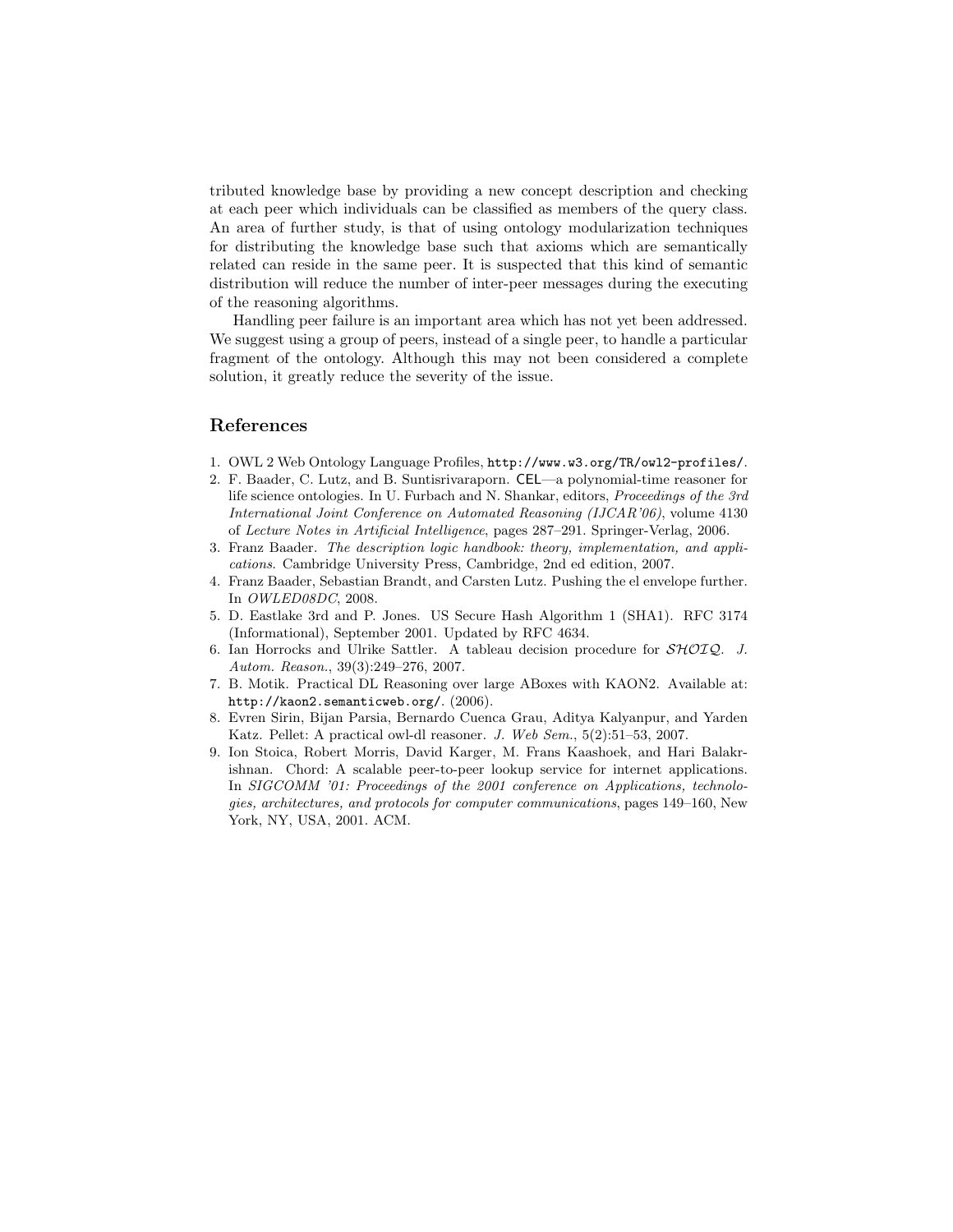tributed knowledge base by providing a new concept description and checking at each peer which individuals can be classified as members of the query class. An area of further study, is that of using ontology modularization techniques for distributing the knowledge base such that axioms which are semantically related can reside in the same peer. It is suspected that this kind of semantic distribution will reduce the number of inter-peer messages during the executing of the reasoning algorithms.

Handling peer failure is an important area which has not yet been addressed. We suggest using a group of peers, instead of a single peer, to handle a particular fragment of the ontology. Although this may not been considered a complete solution, it greatly reduce the severity of the issue.

## References

1. OWL 2 Web Ontology Language Profiles, `http://www.w3.org/TR/owl2-profiles/`.
2. F. Baader, C. Lutz, and B. Suntisrivaraporn. CEL—a polynomial-time reasoner for life science ontologies. In U. Furbach and N. Shankar, editors, *Proceedings of the 3rd International Joint Conference on Automated Reasoning (IJCAR'06)*, volume 4130 of *Lecture Notes in Artificial Intelligence*, pages 287–291. Springer-Verlag, 2006.
3. Franz Baader. *The description logic handbook: theory, implementation, and applications*. Cambridge University Press, Cambridge, 2nd ed edition, 2007.
4. Franz Baader, Sebastian Brandt, and Carsten Lutz. Pushing the el envelope further. In *OWLED08DC*, 2008.
5. D. Eastlake 3rd and P. Jones. US Secure Hash Algorithm 1 (SHA1). RFC 3174 (Informational), September 2001. Updated by RFC 4634.
6. Ian Horrocks and Ulrike Sattler. A tableau decision procedure for $\mathcal{SHOIQ}$. *J. Autom. Reason.*, 39(3):249–276, 2007.
7. B. Motik. Practical DL Reasoning over large ABoxes with KAON2. Available at: `http://kaon2.semanticweb.org/`. (2006).
8. Evren Sirin, Bijan Parsia, Bernardo Cuenca Grau, Aditya Kalyanpur, and Yarden Katz. Pellet: A practical owl-dl reasoner. *J. Web Sem.*, 5(2):51–53, 2007.
9. Ion Stoica, Robert Morris, David Karger, M. Frans Kaashoek, and Hari Balakrishnan. Chord: A scalable peer-to-peer lookup service for internet applications. In *SIGCOMM '01: Proceedings of the 2001 conference on Applications, technologies, architectures, and protocols for computer communications*, pages 149–160, New York, NY, USA, 2001. ACM.